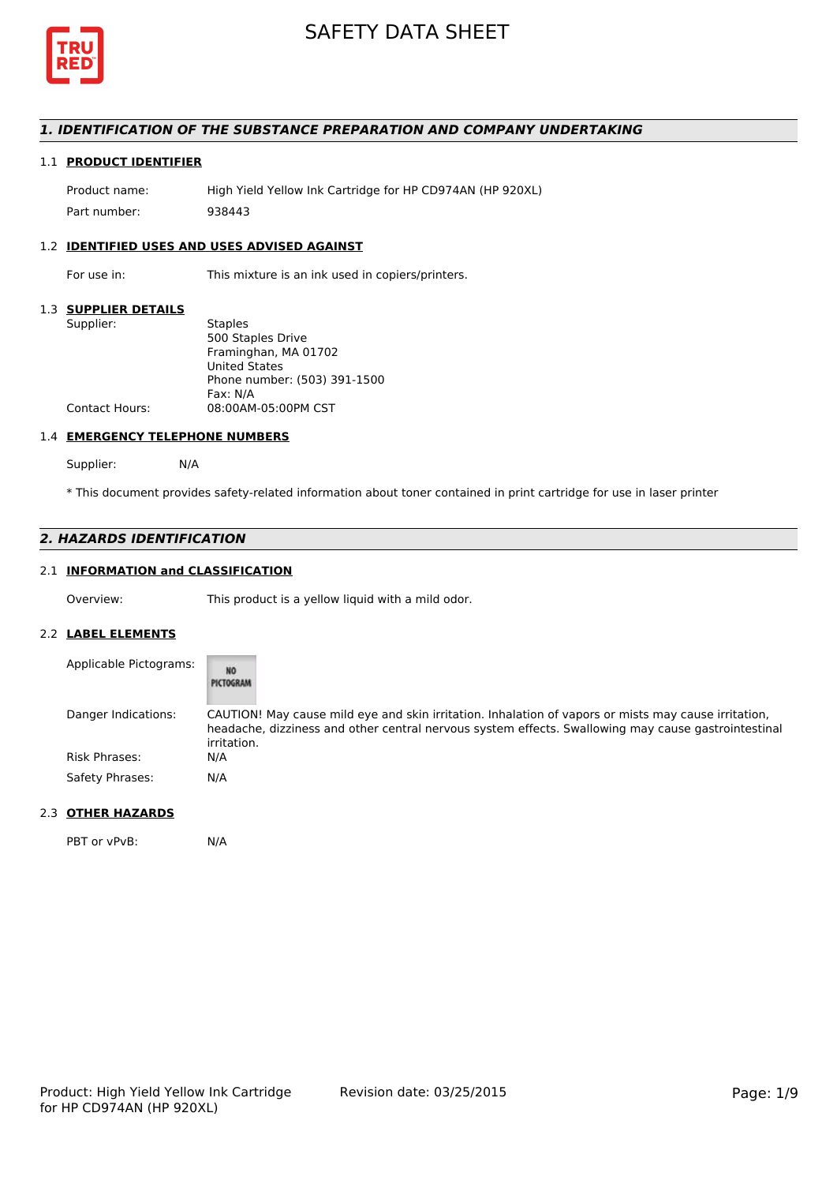# SAFETY DATA SHEET

## 1. IDENTIFICATION OF THE SUBSTANCE PREPARATION AND COMPANY UNDERTAKING

### 1.1 PRODUCT IDENTIFIER

| | |
|---|---|
| Product name: | High Yield Yellow Ink Cartridge for HP CD974AN (HP 920XL) |
| Part number: | 938443 |

### 1.2 IDENTIFIED USES AND USES ADVISED AGAINST

| | |
|---|---|
| For use in: | This mixture is an ink used in copiers/printers. |

### 1.3 SUPPLIER DETAILS

| | |
|---|---|
| Supplier: | Staples<br>500 Staples Drive<br>Framinghan, MA 01702<br>United States<br>Phone number: (503) 391-1500<br>Fax: N/A |
| Contact Hours: | 08:00AM-05:00PM CST |

### 1.4 EMERGENCY TELEPHONE NUMBERS

| | |
|---|---|
| Supplier: | N/A |

* This document provides safety-related information about toner contained in print cartridge for use in laser printer

## 2. HAZARDS IDENTIFICATION

### 2.1 INFORMATION and CLASSIFICATION

| | |
|---|---|
| Overview: | This product is a yellow liquid with a mild odor. |

### 2.2 LABEL ELEMENTS

| | |
|---|---|
| Applicable Pictograms: | NO PICTOGRAM |
| Danger Indications: | CAUTION! May cause mild eye and skin irritation. Inhalation of vapors or mists may cause irritation, headache, dizziness and other central nervous system effects. Swallowing may cause gastrointestinal irritation. |
| Risk Phrases: | N/A |
| Safety Phrases: | N/A |

### 2.3 OTHER HAZARDS

| | |
|---|---|
| PBT or vPvB: | N/A |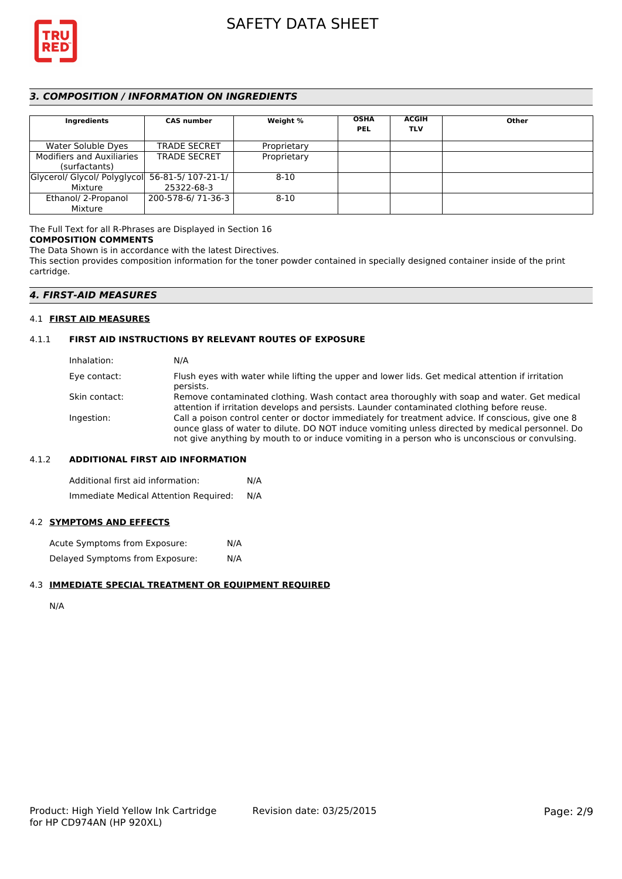## *3. COMPOSITION / INFORMATION ON INGREDIENTS*

| Ingredients | CAS number | Weight % | OSHA PEL | ACGIH TLV | Other |
|---|---|---|---|---|---|
| Water Soluble Dyes | TRADE SECRET | Proprietary | | | |
| Modifiers and Auxiliaries (surfactants) | TRADE SECRET | Proprietary | | | |
| Glycerol/ Glycol/ Polyglycol Mixture | 56-81-5/ 107-21-1/ 25322-68-3 | 8-10 | | | |
| Ethanol/ 2-Propanol Mixture | 200-578-6/ 71-36-3 | 8-10 | | | |

The Full Text for all R-Phrases are Displayed in Section 16

**COMPOSITION COMMENTS**

The Data Shown is in accordance with the latest Directives.

This section provides composition information for the toner powder contained in specially designed container inside of the print cartridge.

## *4. FIRST-AID MEASURES*

### 4.1 FIRST AID MEASURES

#### 4.1.1 FIRST AID INSTRUCTIONS BY RELEVANT ROUTES OF EXPOSURE

Inhalation: N/A

Eye contact: Flush eyes with water while lifting the upper and lower lids. Get medical attention if irritation persists.

Skin contact: Remove contaminated clothing. Wash contact area thoroughly with soap and water. Get medical attention if irritation develops and persists. Launder contaminated clothing before reuse.

Ingestion: Call a poison control center or doctor immediately for treatment advice. If conscious, give one 8 ounce glass of water to dilute. DO NOT induce vomiting unless directed by medical personnel. Do not give anything by mouth to or induce vomiting in a person who is unconscious or convulsing.

#### 4.1.2 ADDITIONAL FIRST AID INFORMATION

Additional first aid information: N/A

Immediate Medical Attention Required: N/A

### 4.2 SYMPTOMS AND EFFECTS

Acute Symptoms from Exposure: N/A

Delayed Symptoms from Exposure: N/A

### 4.3 IMMEDIATE SPECIAL TREATMENT OR EQUIPMENT REQUIRED

N/A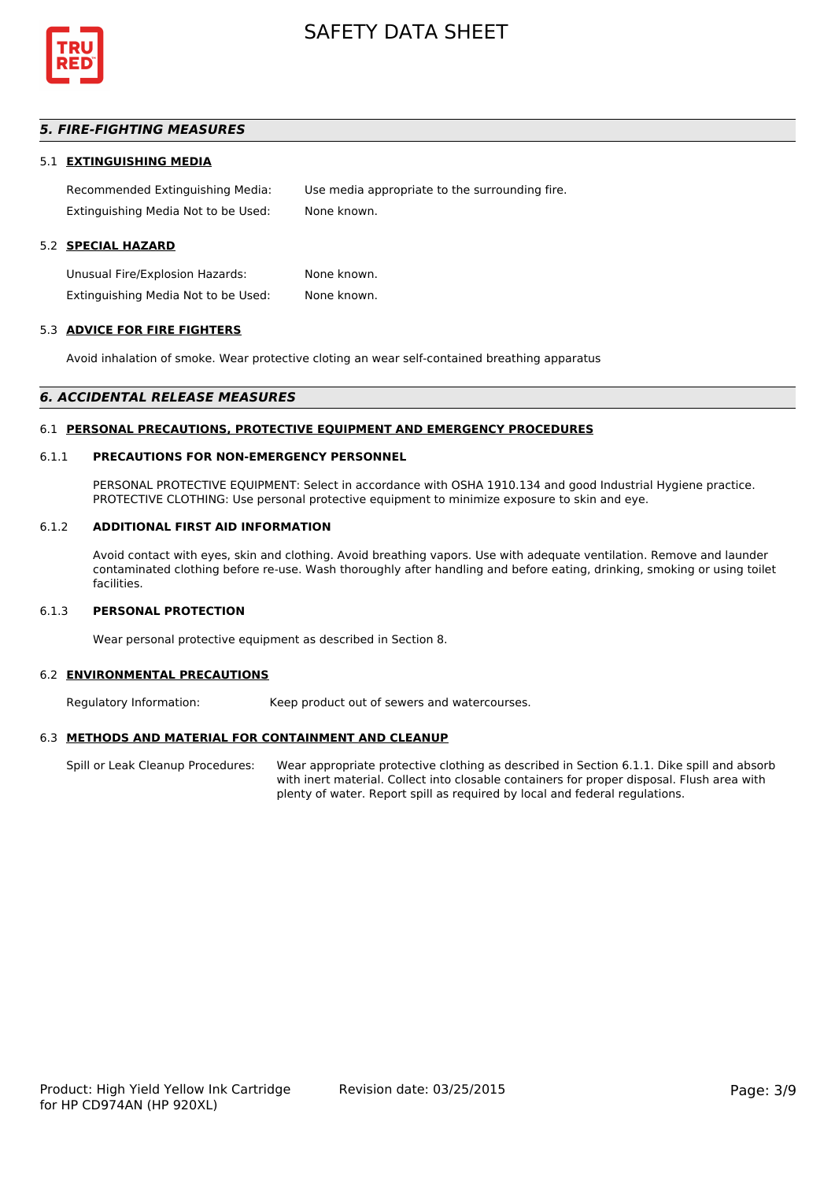## *5. FIRE-FIGHTING MEASURES*

### 5.1 EXTINGUISHING MEDIA

Recommended Extinguishing Media: Use media appropriate to the surrounding fire.

Extinguishing Media Not to be Used: None known.

### 5.2 SPECIAL HAZARD

Unusual Fire/Explosion Hazards: None known.

Extinguishing Media Not to be Used: None known.

### 5.3 ADVICE FOR FIRE FIGHTERS

Avoid inhalation of smoke. Wear protective cloting an wear self-contained breathing apparatus

## *6. ACCIDENTAL RELEASE MEASURES*

### 6.1 PERSONAL PRECAUTIONS, PROTECTIVE EQUIPMENT AND EMERGENCY PROCEDURES

#### 6.1.1 PRECAUTIONS FOR NON-EMERGENCY PERSONNEL

PERSONAL PROTECTIVE EQUIPMENT: Select in accordance with OSHA 1910.134 and good Industrial Hygiene practice.
PROTECTIVE CLOTHING: Use personal protective equipment to minimize exposure to skin and eye.

#### 6.1.2 ADDITIONAL FIRST AID INFORMATION

Avoid contact with eyes, skin and clothing. Avoid breathing vapors. Use with adequate ventilation. Remove and launder contaminated clothing before re-use. Wash thoroughly after handling and before eating, drinking, smoking or using toilet facilities.

#### 6.1.3 PERSONAL PROTECTION

Wear personal protective equipment as described in Section 8.

### 6.2 ENVIRONMENTAL PRECAUTIONS

Regulatory Information: Keep product out of sewers and watercourses.

### 6.3 METHODS AND MATERIAL FOR CONTAINMENT AND CLEANUP

Spill or Leak Cleanup Procedures: Wear appropriate protective clothing as described in Section 6.1.1. Dike spill and absorb with inert material. Collect into closable containers for proper disposal. Flush area with plenty of water. Report spill as required by local and federal regulations.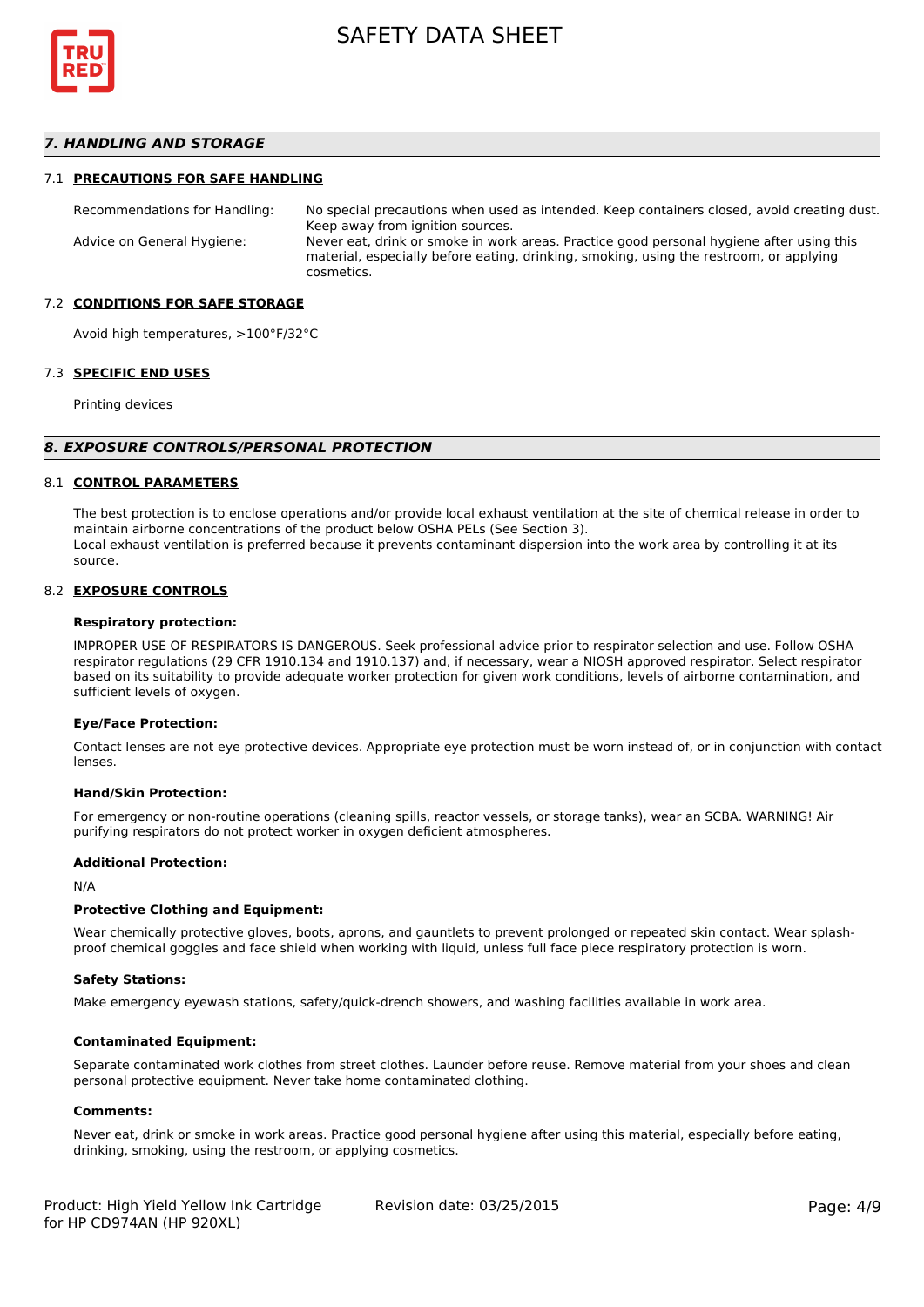## 7. HANDLING AND STORAGE

### 7.1 PRECAUTIONS FOR SAFE HANDLING

Recommendations for Handling: No special precautions when used as intended. Keep containers closed, avoid creating dust. Keep away from ignition sources.

Advice on General Hygiene: Never eat, drink or smoke in work areas. Practice good personal hygiene after using this material, especially before eating, drinking, smoking, using the restroom, or applying cosmetics.

### 7.2 CONDITIONS FOR SAFE STORAGE

Avoid high temperatures, >100°F/32°C

### 7.3 SPECIFIC END USES

Printing devices

## 8. EXPOSURE CONTROLS/PERSONAL PROTECTION

### 8.1 CONTROL PARAMETERS

The best protection is to enclose operations and/or provide local exhaust ventilation at the site of chemical release in order to maintain airborne concentrations of the product below OSHA PELs (See Section 3).
Local exhaust ventilation is preferred because it prevents contaminant dispersion into the work area by controlling it at its source.

### 8.2 EXPOSURE CONTROLS

**Respiratory protection:**

IMPROPER USE OF RESPIRATORS IS DANGEROUS. Seek professional advice prior to respirator selection and use. Follow OSHA respirator regulations (29 CFR 1910.134 and 1910.137) and, if necessary, wear a NIOSH approved respirator. Select respirator based on its suitability to provide adequate worker protection for given work conditions, levels of airborne contamination, and sufficient levels of oxygen.

**Eye/Face Protection:**

Contact lenses are not eye protective devices. Appropriate eye protection must be worn instead of, or in conjunction with contact lenses.

**Hand/Skin Protection:**

For emergency or non-routine operations (cleaning spills, reactor vessels, or storage tanks), wear an SCBA. WARNING! Air purifying respirators do not protect worker in oxygen deficient atmospheres.

**Additional Protection:**

N/A

**Protective Clothing and Equipment:**

Wear chemically protective gloves, boots, aprons, and gauntlets to prevent prolonged or repeated skin contact. Wear splash-proof chemical goggles and face shield when working with liquid, unless full face piece respiratory protection is worn.

**Safety Stations:**

Make emergency eyewash stations, safety/quick-drench showers, and washing facilities available in work area.

**Contaminated Equipment:**

Separate contaminated work clothes from street clothes. Launder before reuse. Remove material from your shoes and clean personal protective equipment. Never take home contaminated clothing.

**Comments:**

Never eat, drink or smoke in work areas. Practice good personal hygiene after using this material, especially before eating, drinking, smoking, using the restroom, or applying cosmetics.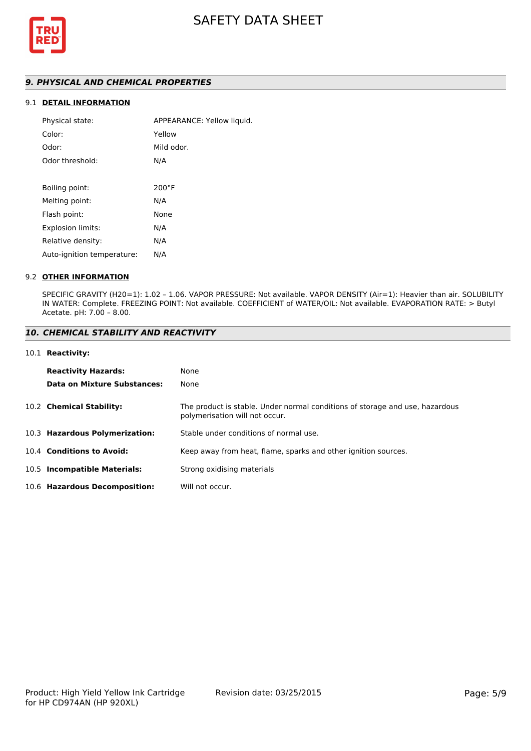## 9. PHYSICAL AND CHEMICAL PROPERTIES

### 9.1 DETAIL INFORMATION

| | |
|---|---|
| Physical state: | APPEARANCE: Yellow liquid. |
| Color: | Yellow |
| Odor: | Mild odor. |
| Odor threshold: | N/A |
| | |
| Boiling point: | 200°F |
| Melting point: | N/A |
| Flash point: | None |
| Explosion limits: | N/A |
| Relative density: | N/A |
| Auto-ignition temperature: | N/A |

### 9.2 OTHER INFORMATION

SPECIFIC GRAVITY (H20=1): 1.02 – 1.06. VAPOR PRESSURE: Not available. VAPOR DENSITY (Air=1): Heavier than air. SOLUBILITY IN WATER: Complete. FREEZING POINT: Not available. COEFFICIENT of WATER/OIL: Not available. EVAPORATION RATE: > Butyl Acetate. pH: 7.00 – 8.00.

## 10. CHEMICAL STABILITY AND REACTIVITY

### 10.1 Reactivity:

| | |
|---|---|
| **Reactivity Hazards:** | None |
| **Data on Mixture Substances:** | None |

| | |
|---|---|
| 10.2 **Chemical Stability:** | The product is stable. Under normal conditions of storage and use, hazardous polymerisation will not occur. |
| 10.3 **Hazardous Polymerization:** | Stable under conditions of normal use. |
| 10.4 **Conditions to Avoid:** | Keep away from heat, flame, sparks and other ignition sources. |
| 10.5 **Incompatible Materials:** | Strong oxidising materials |
| 10.6 **Hazardous Decomposition:** | Will not occur. |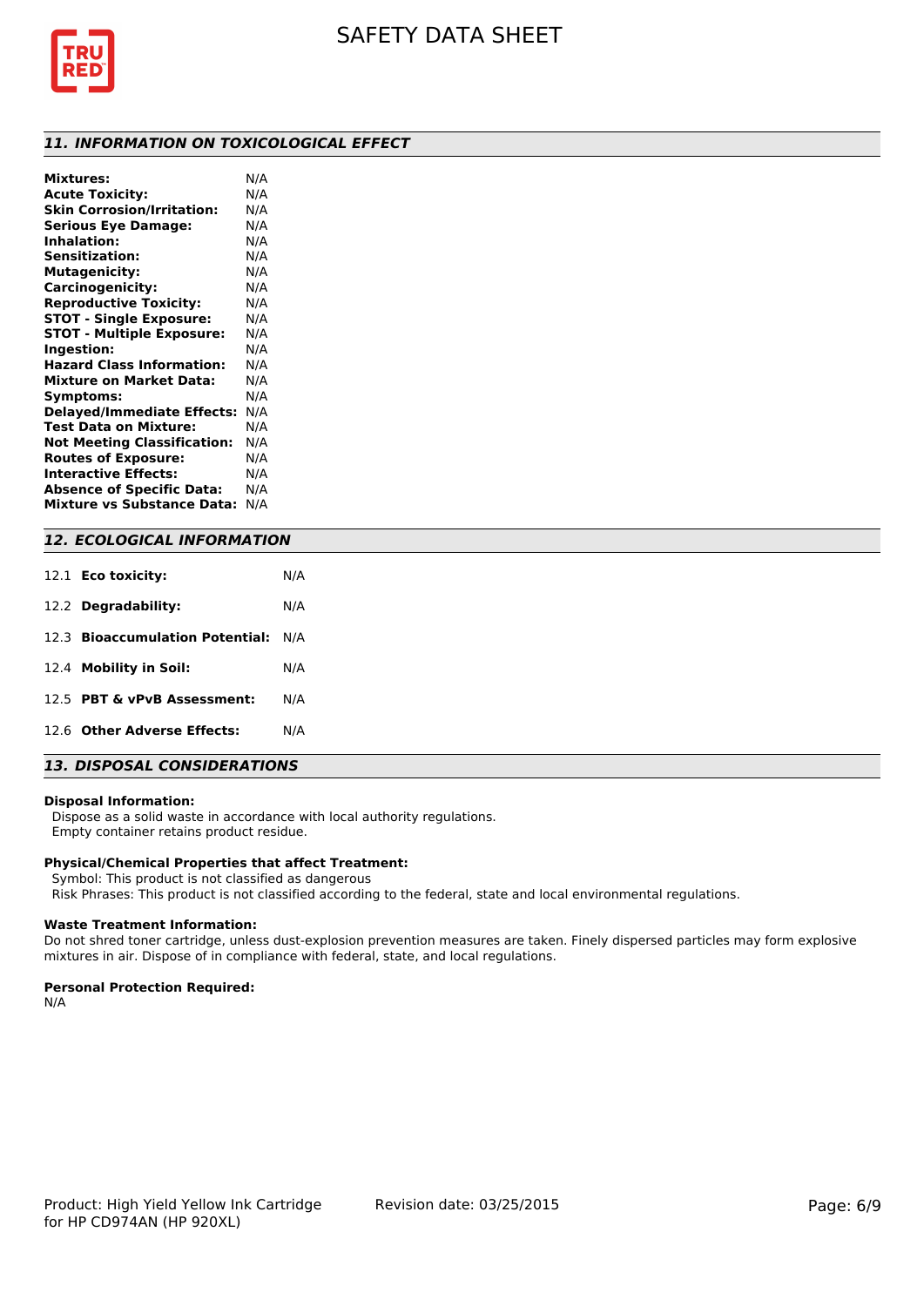## 11. INFORMATION ON TOXICOLOGICAL EFFECT

| | |
|---|---|
| **Mixtures:** | N/A |
| **Acute Toxicity:** | N/A |
| **Skin Corrosion/Irritation:** | N/A |
| **Serious Eye Damage:** | N/A |
| **Inhalation:** | N/A |
| **Sensitization:** | N/A |
| **Mutagenicity:** | N/A |
| **Carcinogenicity:** | N/A |
| **Reproductive Toxicity:** | N/A |
| **STOT - Single Exposure:** | N/A |
| **STOT - Multiple Exposure:** | N/A |
| **Ingestion:** | N/A |
| **Hazard Class Information:** | N/A |
| **Mixture on Market Data:** | N/A |
| **Symptoms:** | N/A |
| **Delayed/Immediate Effects:** | N/A |
| **Test Data on Mixture:** | N/A |
| **Not Meeting Classification:** | N/A |
| **Routes of Exposure:** | N/A |
| **Interactive Effects:** | N/A |
| **Absence of Specific Data:** | N/A |
| **Mixture vs Substance Data:** | N/A |

## 12. ECOLOGICAL INFORMATION

| | | |
|---|---|---|
| 12.1 | **Eco toxicity:** | N/A |
| 12.2 | **Degradability:** | N/A |
| 12.3 | **Bioaccumulation Potential:** | N/A |
| 12.4 | **Mobility in Soil:** | N/A |
| 12.5 | **PBT & vPvB Assessment:** | N/A |
| 12.6 | **Other Adverse Effects:** | N/A |

## 13. DISPOSAL CONSIDERATIONS

**Disposal Information:**

Dispose as a solid waste in accordance with local authority regulations.
Empty container retains product residue.

**Physical/Chemical Properties that affect Treatment:**

Symbol: This product is not classified as dangerous
Risk Phrases: This product is not classified according to the federal, state and local environmental regulations.

**Waste Treatment Information:**

Do not shred toner cartridge, unless dust-explosion prevention measures are taken. Finely dispersed particles may form explosive mixtures in air. Dispose of in compliance with federal, state, and local regulations.

**Personal Protection Required:**

N/A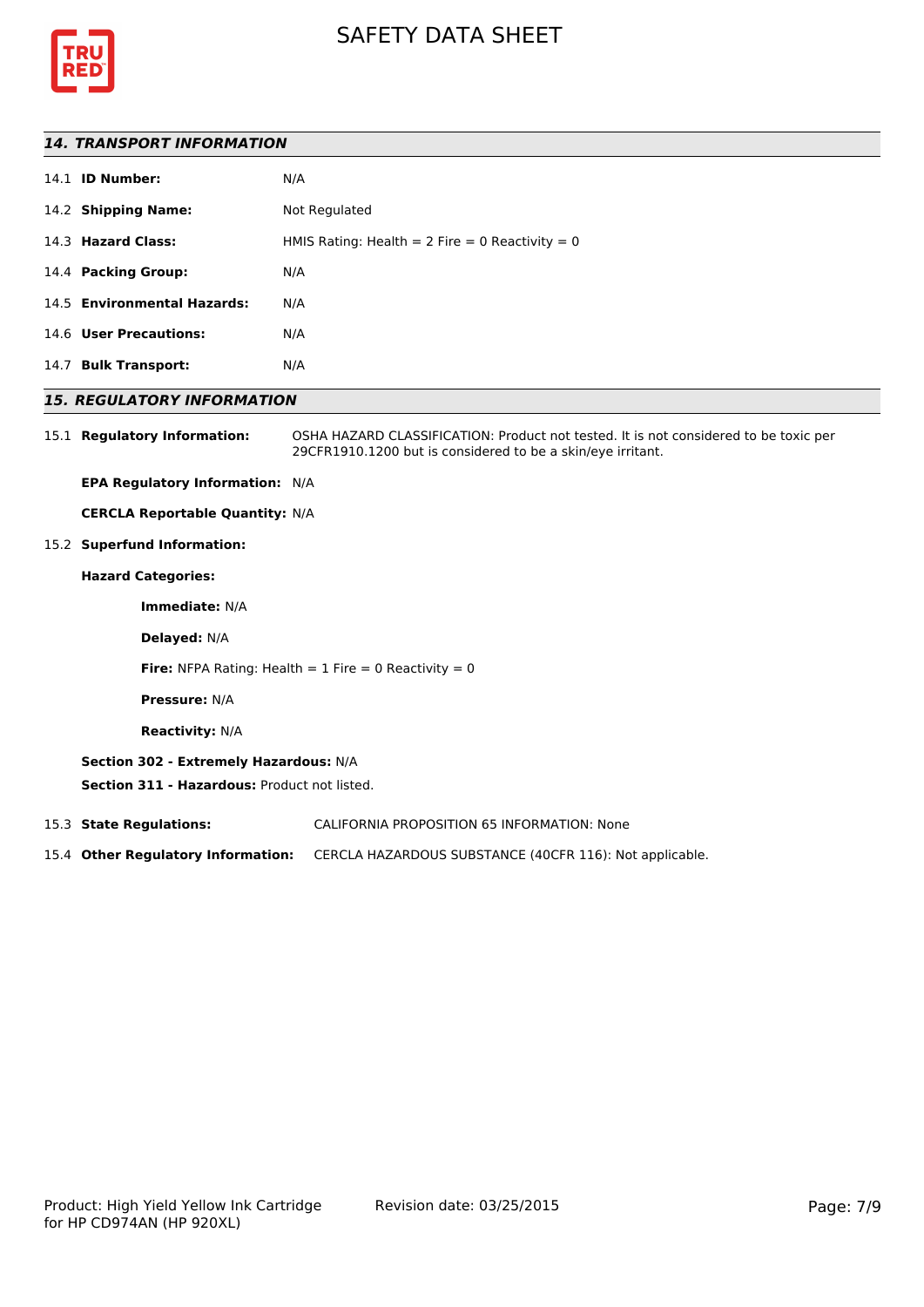## *14. TRANSPORT INFORMATION*

14.1 **ID Number:** N/A

14.2 **Shipping Name:** Not Regulated

14.3 **Hazard Class:** HMIS Rating: Health = 2 Fire = 0 Reactivity = 0

14.4 **Packing Group:** N/A

14.5 **Environmental Hazards:** N/A

14.6 **User Precautions:** N/A

14.7 **Bulk Transport:** N/A

## *15. REGULATORY INFORMATION*

15.1 **Regulatory Information:** OSHA HAZARD CLASSIFICATION: Product not tested. It is not considered to be toxic per 29CFR1910.1200 but is considered to be a skin/eye irritant.

**EPA Regulatory Information:** N/A

**CERCLA Reportable Quantity:** N/A

15.2 **Superfund Information:**

**Hazard Categories:**

**Immediate:** N/A

**Delayed:** N/A

**Fire:** NFPA Rating: Health = 1 Fire = 0 Reactivity = 0

**Pressure:** N/A

**Reactivity:** N/A

**Section 302 - Extremely Hazardous:** N/A

**Section 311 - Hazardous:** Product not listed.

15.3 **State Regulations:** CALIFORNIA PROPOSITION 65 INFORMATION: None

15.4 **Other Regulatory Information:** CERCLA HAZARDOUS SUBSTANCE (40CFR 116): Not applicable.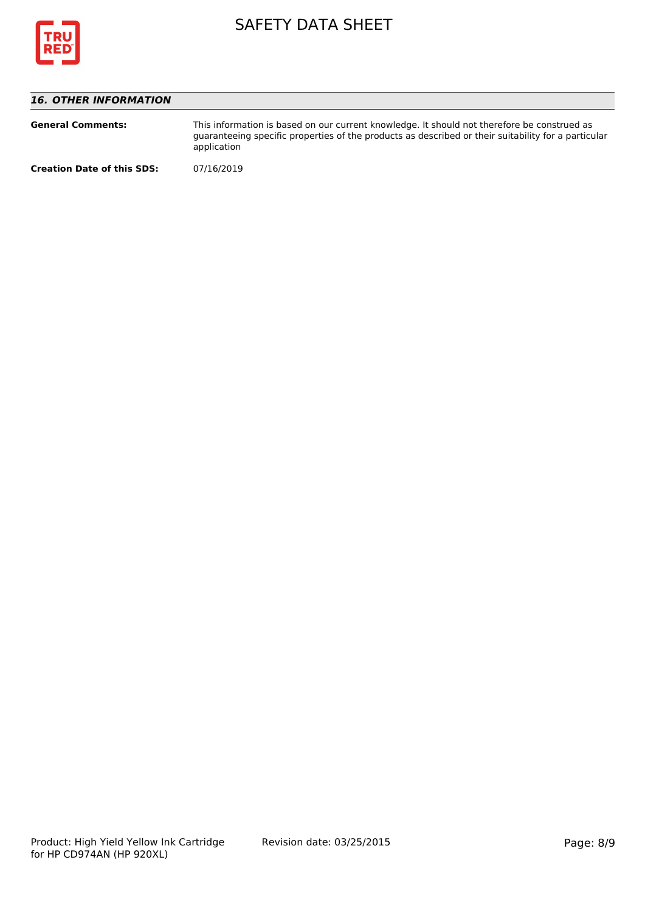## *16. OTHER INFORMATION*

**General Comments:** This information is based on our current knowledge. It should not therefore be construed as guaranteeing specific properties of the products as described or their suitability for a particular application

**Creation Date of this SDS:** 07/16/2019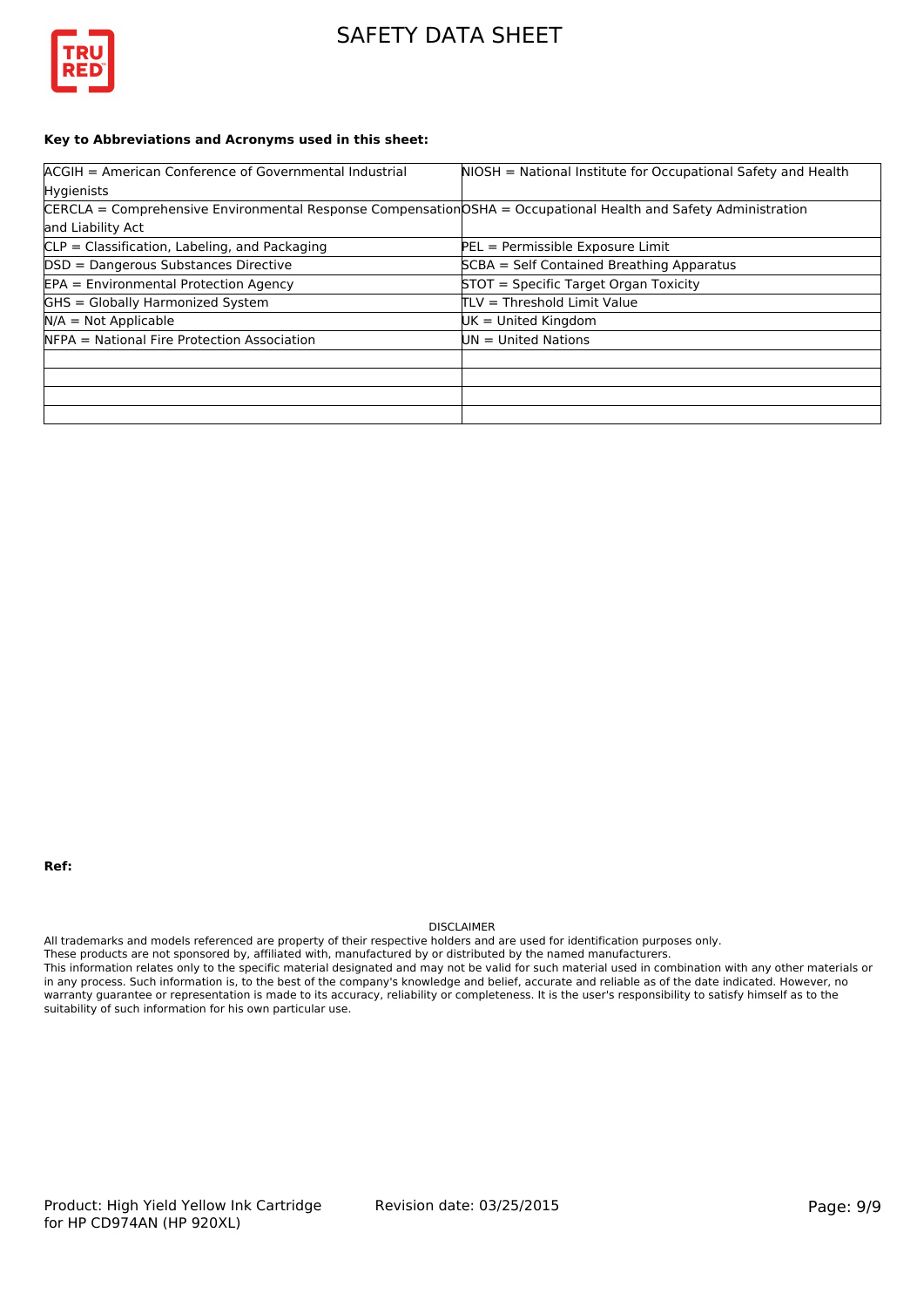**Key to Abbreviations and Acronyms used in this sheet:**

| | |
|---|---|
| ACGIH = American Conference of Governmental Industrial Hygienists | NIOSH = National Institute for Occupational Safety and Health |
| CERCLA = Comprehensive Environmental Response Compensation and Liability Act | OSHA = Occupational Health and Safety Administration |
| CLP = Classification, Labeling, and Packaging | PEL = Permissible Exposure Limit |
| DSD = Dangerous Substances Directive | SCBA = Self Contained Breathing Apparatus |
| EPA = Environmental Protection Agency | STOT = Specific Target Organ Toxicity |
| GHS = Globally Harmonized System | TLV = Threshold Limit Value |
| N/A = Not Applicable | UK = United Kingdom |
| NFPA = National Fire Protection Association | UN = United Nations |
| | |
| | |
| | |
| | |

**Ref:**

DISCLAIMER

All trademarks and models referenced are property of their respective holders and are used for identification purposes only.
These products are not sponsored by, affiliated with, manufactured by or distributed by the named manufacturers.
This information relates only to the specific material designated and may not be valid for such material used in combination with any other materials or in any process. Such information is, to the best of the company's knowledge and belief, accurate and reliable as of the date indicated. However, no warranty guarantee or representation is made to its accuracy, reliability or completeness. It is the user's responsibility to satisfy himself as to the suitability of such information for his own particular use.